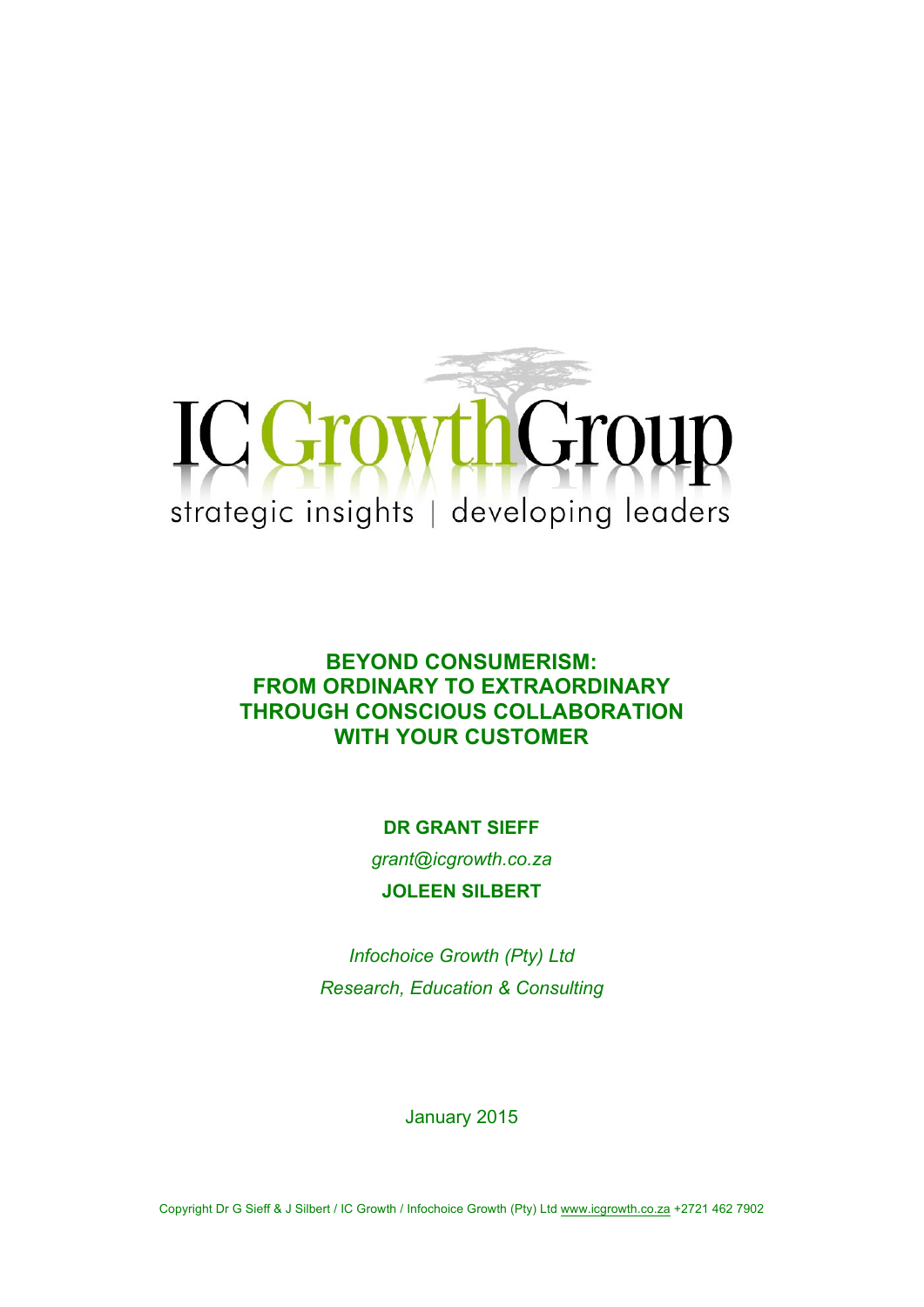IC GrowthGroup

strategic insights | developing leaders

# BEYOND CONSUMERISM: FROM ORDINARY TO EXTRAORDINARY THROUGH CONSCIOUS COLLABORATION WITH YOUR CUSTOMER

**DR GRANT SIEFF**

*grant@icgrowth.co.za*

**JOLEEN SILBERT**

*Infochoice Growth (Pty) Ltd*

*Research, Education & Consulting*

January 2015

Copyright Dr G Sieff & J Silbert / IC Growth / Infochoice Growth (Pty) Ltd www.icgrowth.co.za +2721 462 7902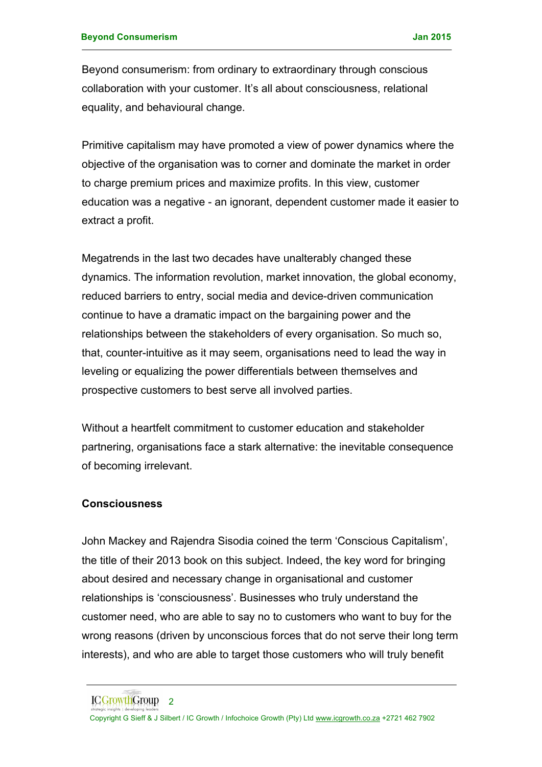Beyond consumerism: from ordinary to extraordinary through conscious collaboration with your customer. It's all about consciousness, relational equality, and behavioural change.

Primitive capitalism may have promoted a view of power dynamics where the objective of the organisation was to corner and dominate the market in order to charge premium prices and maximize profits. In this view, customer education was a negative - an ignorant, dependent customer made it easier to extract a profit.

Megatrends in the last two decades have unalterably changed these dynamics. The information revolution, market innovation, the global economy, reduced barriers to entry, social media and device-driven communication continue to have a dramatic impact on the bargaining power and the relationships between the stakeholders of every organisation. So much so, that, counter-intuitive as it may seem, organisations need to lead the way in leveling or equalizing the power differentials between themselves and prospective customers to best serve all involved parties.

Without a heartfelt commitment to customer education and stakeholder partnering, organisations face a stark alternative: the inevitable consequence of becoming irrelevant.

**Consciousness**

John Mackey and Rajendra Sisodia coined the term 'Conscious Capitalism', the title of their 2013 book on this subject. Indeed, the key word for bringing about desired and necessary change in organisational and customer relationships is 'consciousness'. Businesses who truly understand the customer need, who are able to say no to customers who want to buy for the wrong reasons (driven by unconscious forces that do not serve their long term interests), and who are able to target those customers who will truly benefit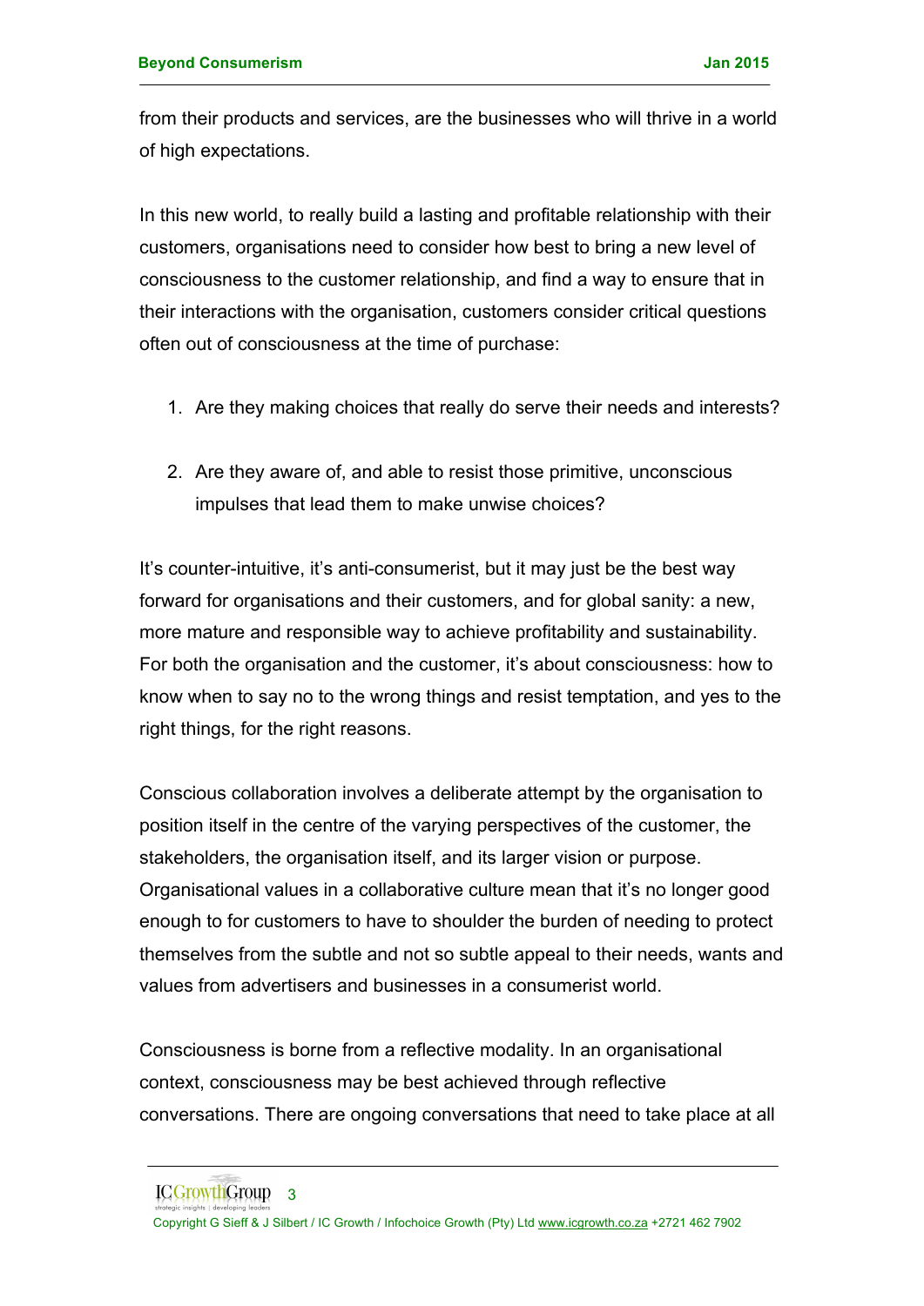from their products and services, are the businesses who will thrive in a world of high expectations.

In this new world, to really build a lasting and profitable relationship with their customers, organisations need to consider how best to bring a new level of consciousness to the customer relationship, and find a way to ensure that in their interactions with the organisation, customers consider critical questions often out of consciousness at the time of purchase:

1. Are they making choices that really do serve their needs and interests?

2. Are they aware of, and able to resist those primitive, unconscious impulses that lead them to make unwise choices?

It's counter-intuitive, it's anti-consumerist, but it may just be the best way forward for organisations and their customers, and for global sanity: a new, more mature and responsible way to achieve profitability and sustainability. For both the organisation and the customer, it's about consciousness: how to know when to say no to the wrong things and resist temptation, and yes to the right things, for the right reasons.

Conscious collaboration involves a deliberate attempt by the organisation to position itself in the centre of the varying perspectives of the customer, the stakeholders, the organisation itself, and its larger vision or purpose. Organisational values in a collaborative culture mean that it's no longer good enough to for customers to have to shoulder the burden of needing to protect themselves from the subtle and not so subtle appeal to their needs, wants and values from advertisers and businesses in a consumerist world.

Consciousness is borne from a reflective modality. In an organisational context, consciousness may be best achieved through reflective conversations. There are ongoing conversations that need to take place at all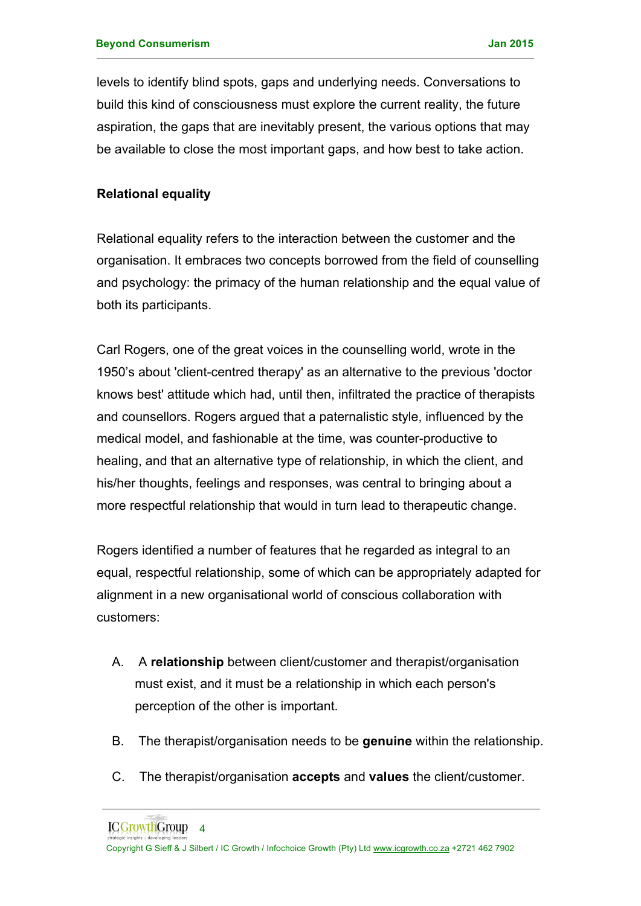levels to identify blind spots, gaps and underlying needs. Conversations to build this kind of consciousness must explore the current reality, the future aspiration, the gaps that are inevitably present, the various options that may be available to close the most important gaps, and how best to take action.

## Relational equality

Relational equality refers to the interaction between the customer and the organisation. It embraces two concepts borrowed from the field of counselling and psychology: the primacy of the human relationship and the equal value of both its participants.

Carl Rogers, one of the great voices in the counselling world, wrote in the 1950's about 'client-centred therapy' as an alternative to the previous 'doctor knows best' attitude which had, until then, infiltrated the practice of therapists and counsellors. Rogers argued that a paternalistic style, influenced by the medical model, and fashionable at the time, was counter-productive to healing, and that an alternative type of relationship, in which the client, and his/her thoughts, feelings and responses, was central to bringing about a more respectful relationship that would in turn lead to therapeutic change.

Rogers identified a number of features that he regarded as integral to an equal, respectful relationship, some of which can be appropriately adapted for alignment in a new organisational world of conscious collaboration with customers:

A. A **relationship** between client/customer and therapist/organisation must exist, and it must be a relationship in which each person's perception of the other is important.

B. The therapist/organisation needs to be **genuine** within the relationship.

C. The therapist/organisation **accepts** and **values** the client/customer.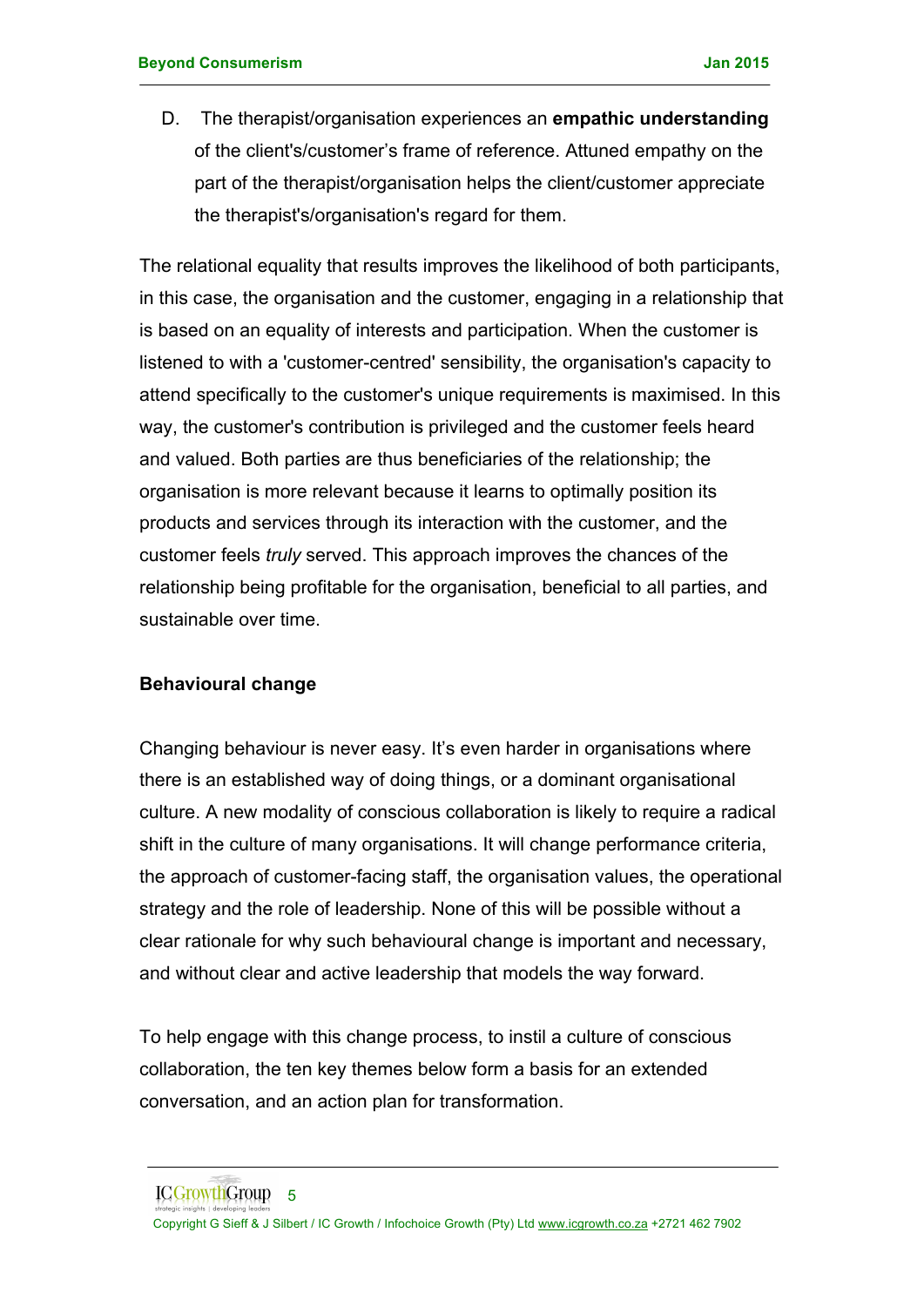D. The therapist/organisation experiences an **empathic understanding** of the client's/customer's frame of reference. Attuned empathy on the part of the therapist/organisation helps the client/customer appreciate the therapist's/organisation's regard for them.

The relational equality that results improves the likelihood of both participants, in this case, the organisation and the customer, engaging in a relationship that is based on an equality of interests and participation. When the customer is listened to with a 'customer-centred' sensibility, the organisation's capacity to attend specifically to the customer's unique requirements is maximised. In this way, the customer's contribution is privileged and the customer feels heard and valued. Both parties are thus beneficiaries of the relationship; the organisation is more relevant because it learns to optimally position its products and services through its interaction with the customer, and the customer feels *truly* served. This approach improves the chances of the relationship being profitable for the organisation, beneficial to all parties, and sustainable over time.

**Behavioural change**

Changing behaviour is never easy. It's even harder in organisations where there is an established way of doing things, or a dominant organisational culture. A new modality of conscious collaboration is likely to require a radical shift in the culture of many organisations. It will change performance criteria, the approach of customer-facing staff, the organisation values, the operational strategy and the role of leadership. None of this will be possible without a clear rationale for why such behavioural change is important and necessary, and without clear and active leadership that models the way forward.

To help engage with this change process, to instil a culture of conscious collaboration, the ten key themes below form a basis for an extended conversation, and an action plan for transformation.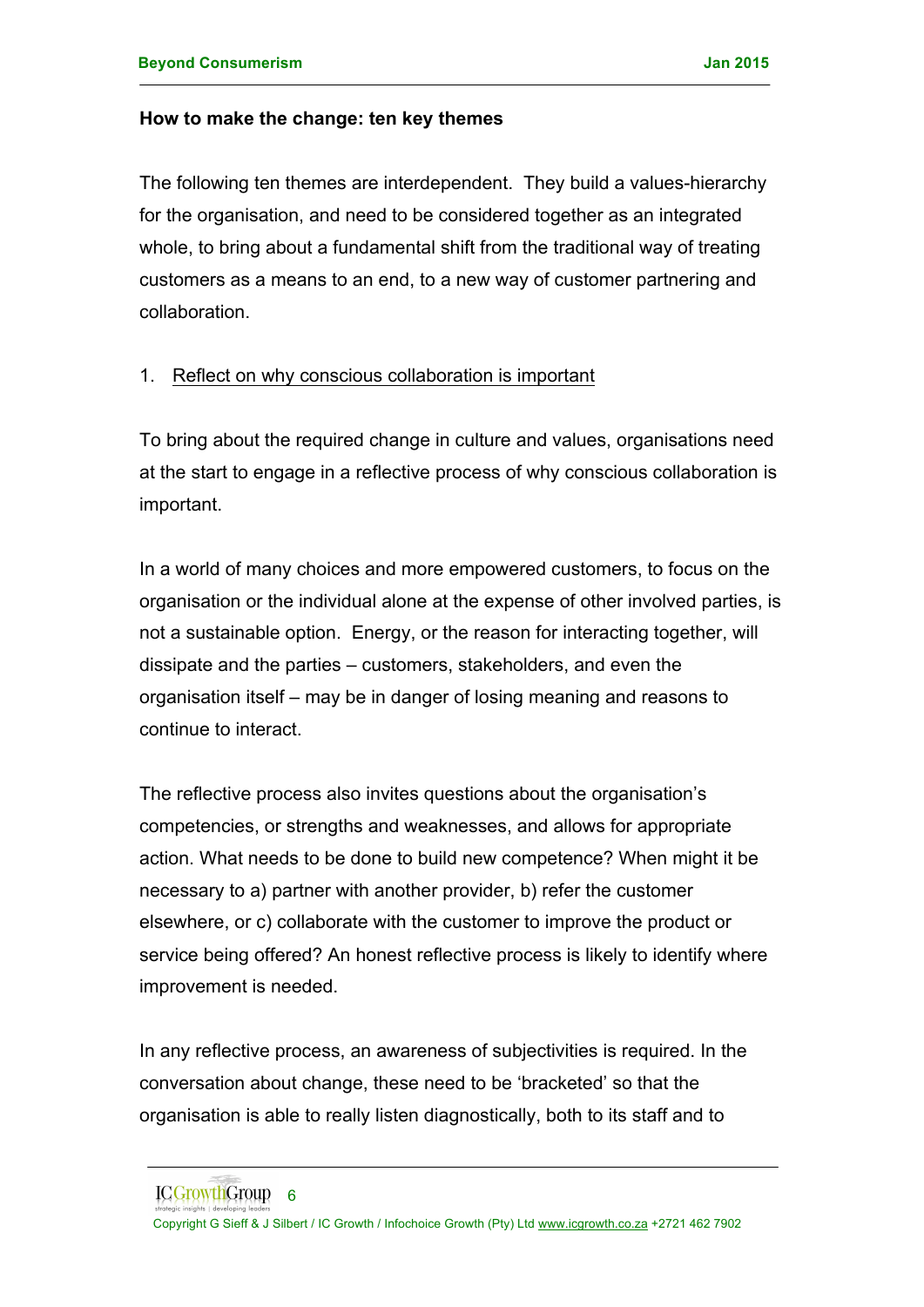**How to make the change: ten key themes**

The following ten themes are interdependent. They build a values-hierarchy for the organisation, and need to be considered together as an integrated whole, to bring about a fundamental shift from the traditional way of treating customers as a means to an end, to a new way of customer partnering and collaboration.

1. Reflect on why conscious collaboration is important

To bring about the required change in culture and values, organisations need at the start to engage in a reflective process of why conscious collaboration is important.

In a world of many choices and more empowered customers, to focus on the organisation or the individual alone at the expense of other involved parties, is not a sustainable option. Energy, or the reason for interacting together, will dissipate and the parties – customers, stakeholders, and even the organisation itself – may be in danger of losing meaning and reasons to continue to interact.

The reflective process also invites questions about the organisation's competencies, or strengths and weaknesses, and allows for appropriate action. What needs to be done to build new competence? When might it be necessary to a) partner with another provider, b) refer the customer elsewhere, or c) collaborate with the customer to improve the product or service being offered? An honest reflective process is likely to identify where improvement is needed.

In any reflective process, an awareness of subjectivities is required. In the conversation about change, these need to be 'bracketed' so that the organisation is able to really listen diagnostically, both to its staff and to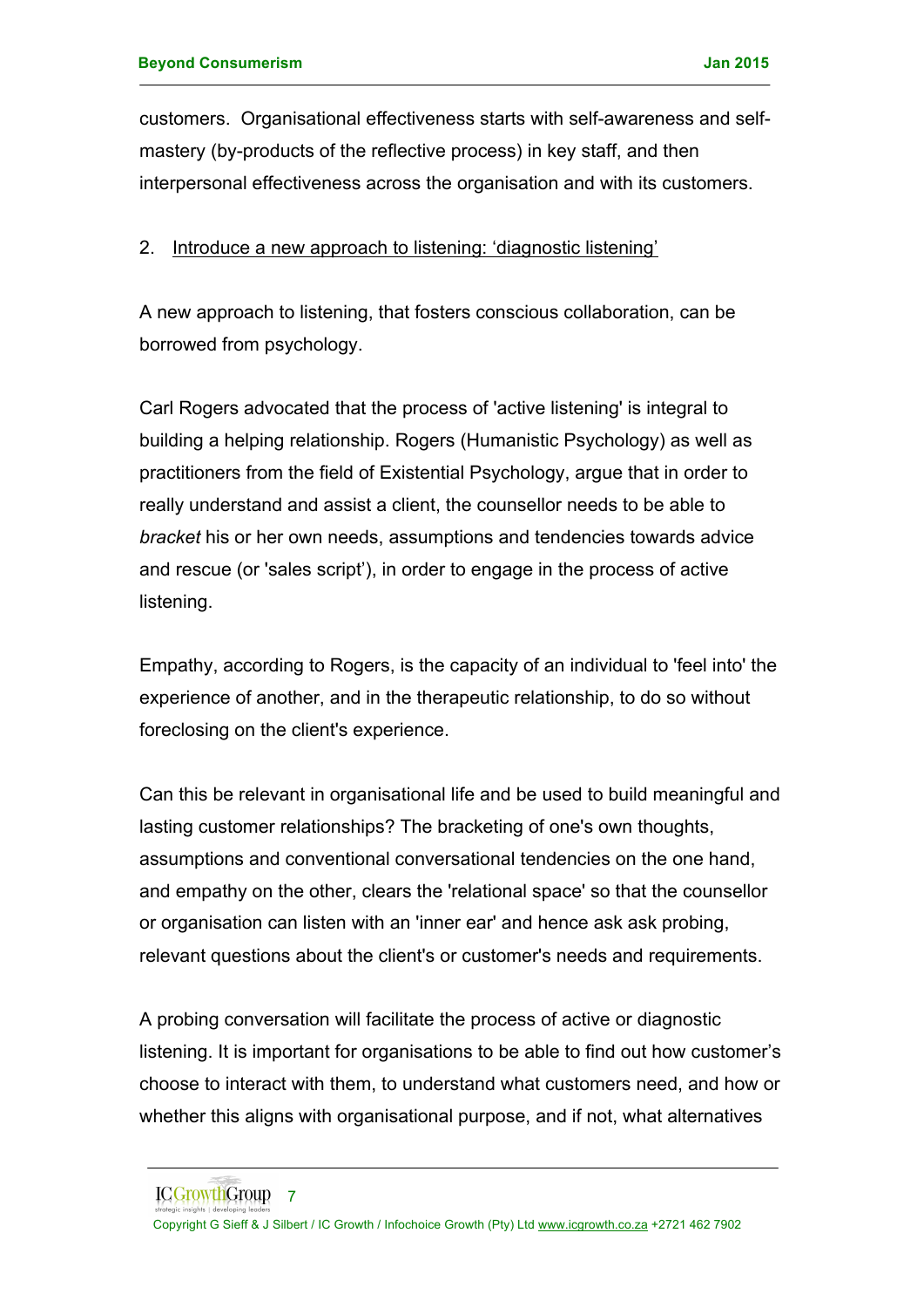customers. Organisational effectiveness starts with self-awareness and self-mastery (by-products of the reflective process) in key staff, and then interpersonal effectiveness across the organisation and with its customers.

2. Introduce a new approach to listening: 'diagnostic listening'

A new approach to listening, that fosters conscious collaboration, can be borrowed from psychology.

Carl Rogers advocated that the process of 'active listening' is integral to building a helping relationship. Rogers (Humanistic Psychology) as well as practitioners from the field of Existential Psychology, argue that in order to really understand and assist a client, the counsellor needs to be able to *bracket* his or her own needs, assumptions and tendencies towards advice and rescue (or 'sales script'), in order to engage in the process of active listening.

Empathy, according to Rogers, is the capacity of an individual to 'feel into' the experience of another, and in the therapeutic relationship, to do so without foreclosing on the client's experience.

Can this be relevant in organisational life and be used to build meaningful and lasting customer relationships? The bracketing of one's own thoughts, assumptions and conventional conversational tendencies on the one hand, and empathy on the other, clears the 'relational space' so that the counsellor or organisation can listen with an 'inner ear' and hence ask ask probing, relevant questions about the client's or customer's needs and requirements.

A probing conversation will facilitate the process of active or diagnostic listening. It is important for organisations to be able to find out how customer's choose to interact with them, to understand what customers need, and how or whether this aligns with organisational purpose, and if not, what alternatives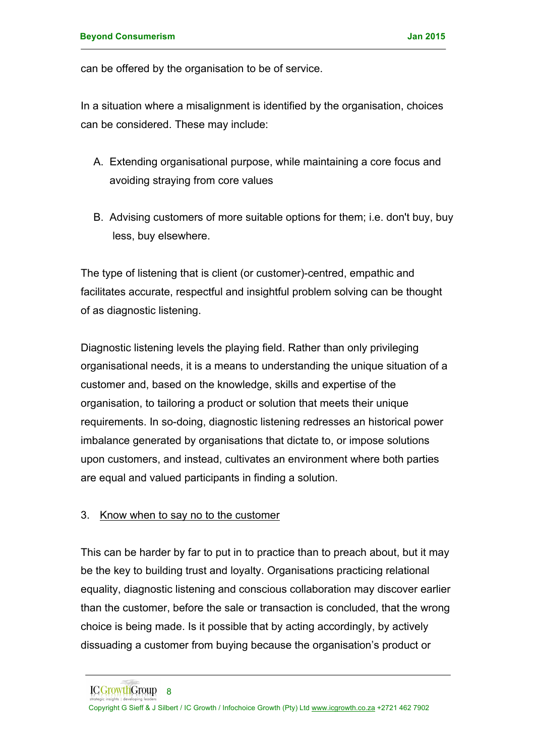can be offered by the organisation to be of service.

In a situation where a misalignment is identified by the organisation, choices can be considered. These may include:

A. Extending organisational purpose, while maintaining a core focus and avoiding straying from core values

B. Advising customers of more suitable options for them; i.e. don't buy, buy less, buy elsewhere.

The type of listening that is client (or customer)-centred, empathic and facilitates accurate, respectful and insightful problem solving can be thought of as diagnostic listening.

Diagnostic listening levels the playing field. Rather than only privileging organisational needs, it is a means to understanding the unique situation of a customer and, based on the knowledge, skills and expertise of the organisation, to tailoring a product or solution that meets their unique requirements. In so-doing, diagnostic listening redresses an historical power imbalance generated by organisations that dictate to, or impose solutions upon customers, and instead, cultivates an environment where both parties are equal and valued participants in finding a solution.

3. <u>Know when to say no to the customer</u>

This can be harder by far to put in to practice than to preach about, but it may be the key to building trust and loyalty. Organisations practicing relational equality, diagnostic listening and conscious collaboration may discover earlier than the customer, before the sale or transaction is concluded, that the wrong choice is being made. Is it possible that by acting accordingly, by actively dissuading a customer from buying because the organisation's product or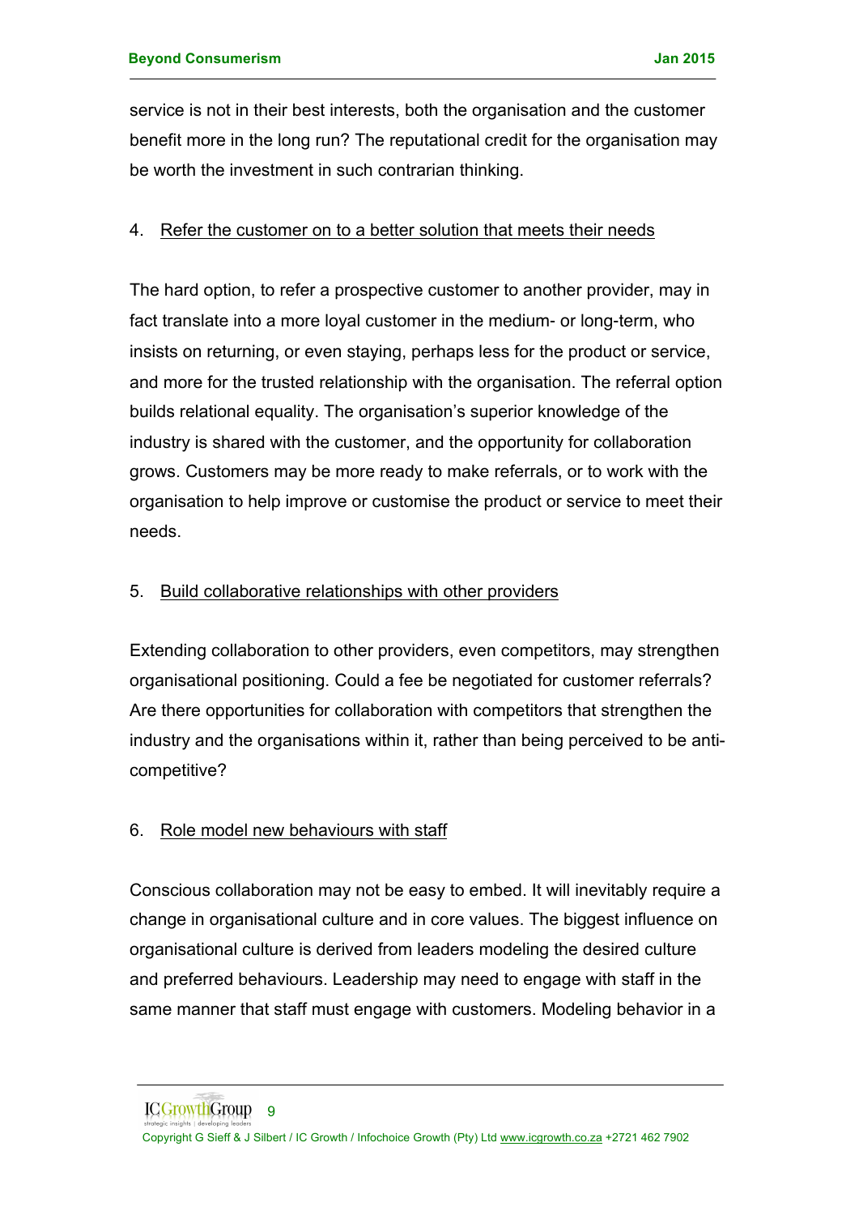service is not in their best interests, both the organisation and the customer benefit more in the long run? The reputational credit for the organisation may be worth the investment in such contrarian thinking.

4. <u>Refer the customer on to a better solution that meets their needs</u>

The hard option, to refer a prospective customer to another provider, may in fact translate into a more loyal customer in the medium- or long-term, who insists on returning, or even staying, perhaps less for the product or service, and more for the trusted relationship with the organisation. The referral option builds relational equality. The organisation's superior knowledge of the industry is shared with the customer, and the opportunity for collaboration grows. Customers may be more ready to make referrals, or to work with the organisation to help improve or customise the product or service to meet their needs.

5. <u>Build collaborative relationships with other providers</u>

Extending collaboration to other providers, even competitors, may strengthen organisational positioning. Could a fee be negotiated for customer referrals? Are there opportunities for collaboration with competitors that strengthen the industry and the organisations within it, rather than being perceived to be anti-competitive?

6. <u>Role model new behaviours with staff</u>

Conscious collaboration may not be easy to embed. It will inevitably require a change in organisational culture and in core values. The biggest influence on organisational culture is derived from leaders modeling the desired culture and preferred behaviours. Leadership may need to engage with staff in the same manner that staff must engage with customers. Modeling behavior in a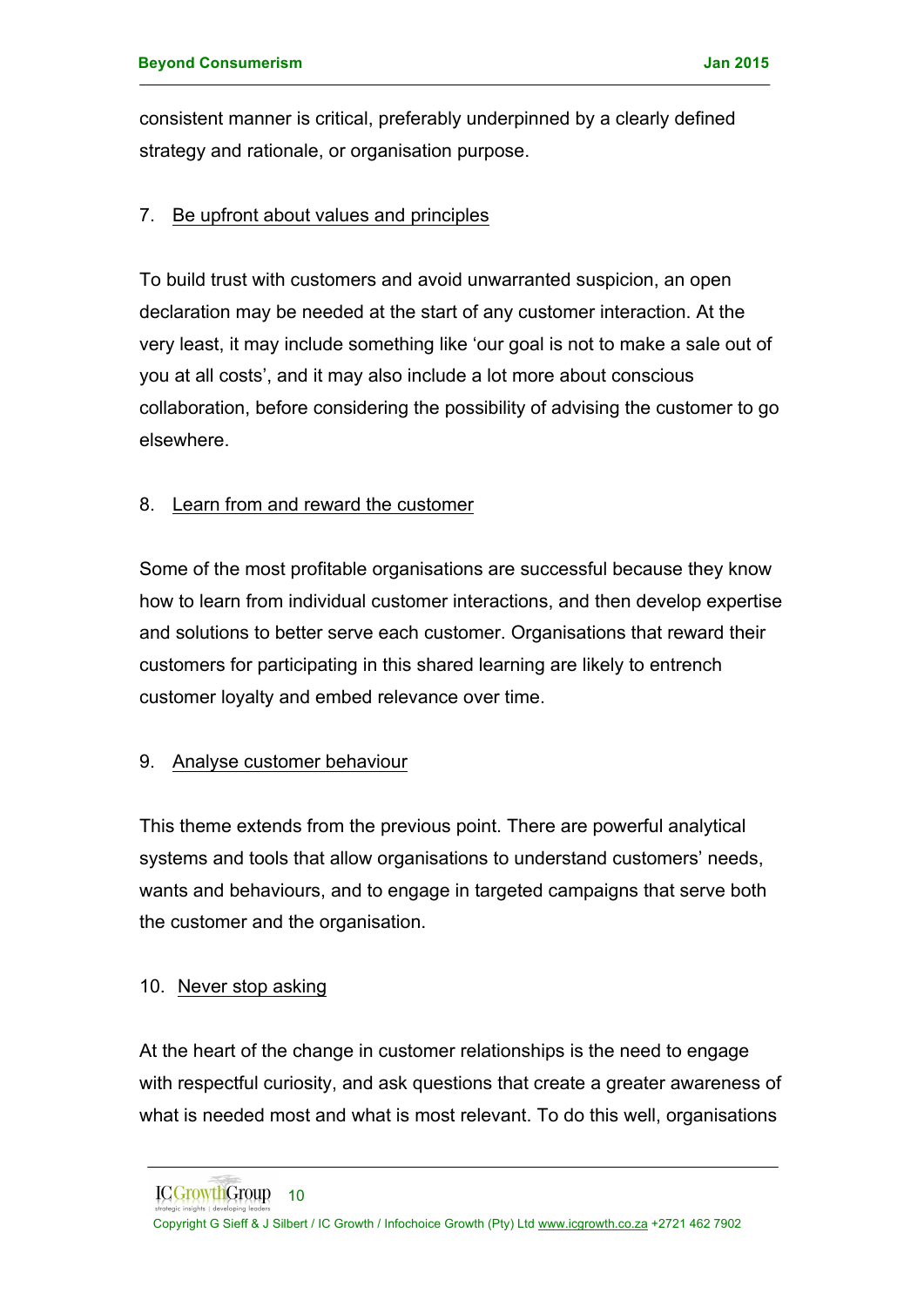consistent manner is critical, preferably underpinned by a clearly defined strategy and rationale, or organisation purpose.

7. Be upfront about values and principles

To build trust with customers and avoid unwarranted suspicion, an open declaration may be needed at the start of any customer interaction. At the very least, it may include something like 'our goal is not to make a sale out of you at all costs', and it may also include a lot more about conscious collaboration, before considering the possibility of advising the customer to go elsewhere.

8. Learn from and reward the customer

Some of the most profitable organisations are successful because they know how to learn from individual customer interactions, and then develop expertise and solutions to better serve each customer. Organisations that reward their customers for participating in this shared learning are likely to entrench customer loyalty and embed relevance over time.

9. Analyse customer behaviour

This theme extends from the previous point. There are powerful analytical systems and tools that allow organisations to understand customers' needs, wants and behaviours, and to engage in targeted campaigns that serve both the customer and the organisation.

10. Never stop asking

At the heart of the change in customer relationships is the need to engage with respectful curiosity, and ask questions that create a greater awareness of what is needed most and what is most relevant. To do this well, organisations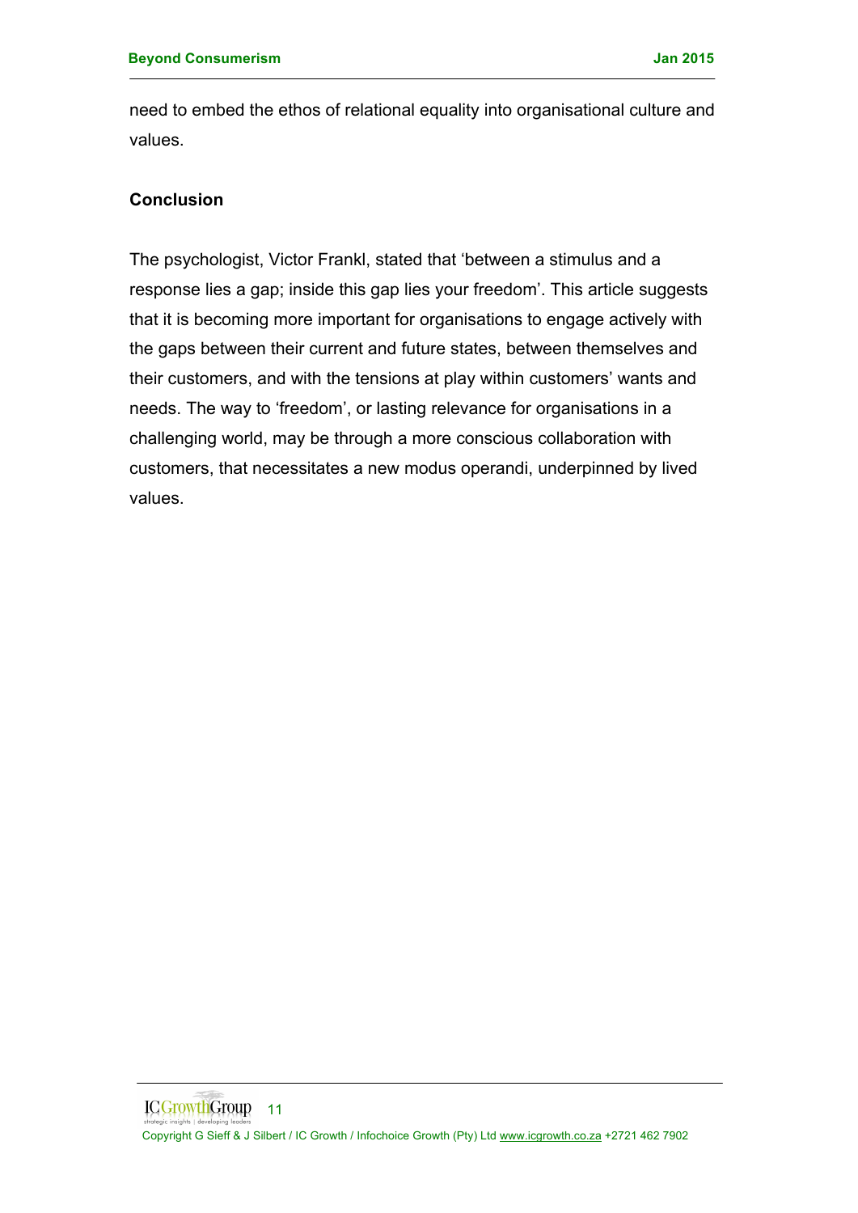need to embed the ethos of relational equality into organisational culture and values.

## Conclusion

The psychologist, Victor Frankl, stated that 'between a stimulus and a response lies a gap; inside this gap lies your freedom'. This article suggests that it is becoming more important for organisations to engage actively with the gaps between their current and future states, between themselves and their customers, and with the tensions at play within customers' wants and needs. The way to 'freedom', or lasting relevance for organisations in a challenging world, may be through a more conscious collaboration with customers, that necessitates a new modus operandi, underpinned by lived values.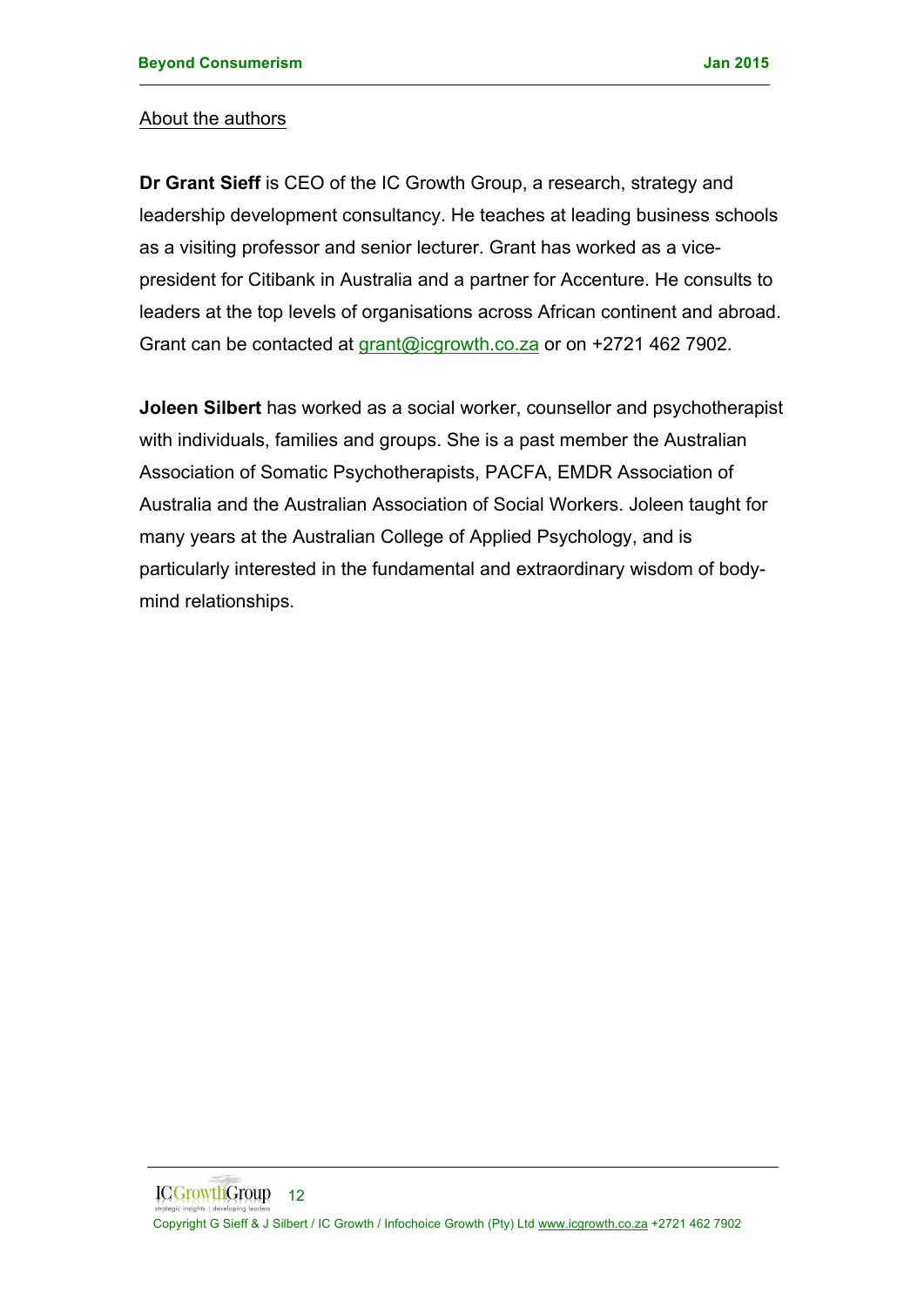About the authors

**Dr Grant Sieff** is CEO of the IC Growth Group, a research, strategy and leadership development consultancy. He teaches at leading business schools as a visiting professor and senior lecturer. Grant has worked as a vice-president for Citibank in Australia and a partner for Accenture. He consults to leaders at the top levels of organisations across African continent and abroad. Grant can be contacted at grant@icgrowth.co.za or on +2721 462 7902.

**Joleen Silbert** has worked as a social worker, counsellor and psychotherapist with individuals, families and groups. She is a past member the Australian Association of Somatic Psychotherapists, PACFA, EMDR Association of Australia and the Australian Association of Social Workers. Joleen taught for many years at the Australian College of Applied Psychology, and is particularly interested in the fundamental and extraordinary wisdom of body-mind relationships.